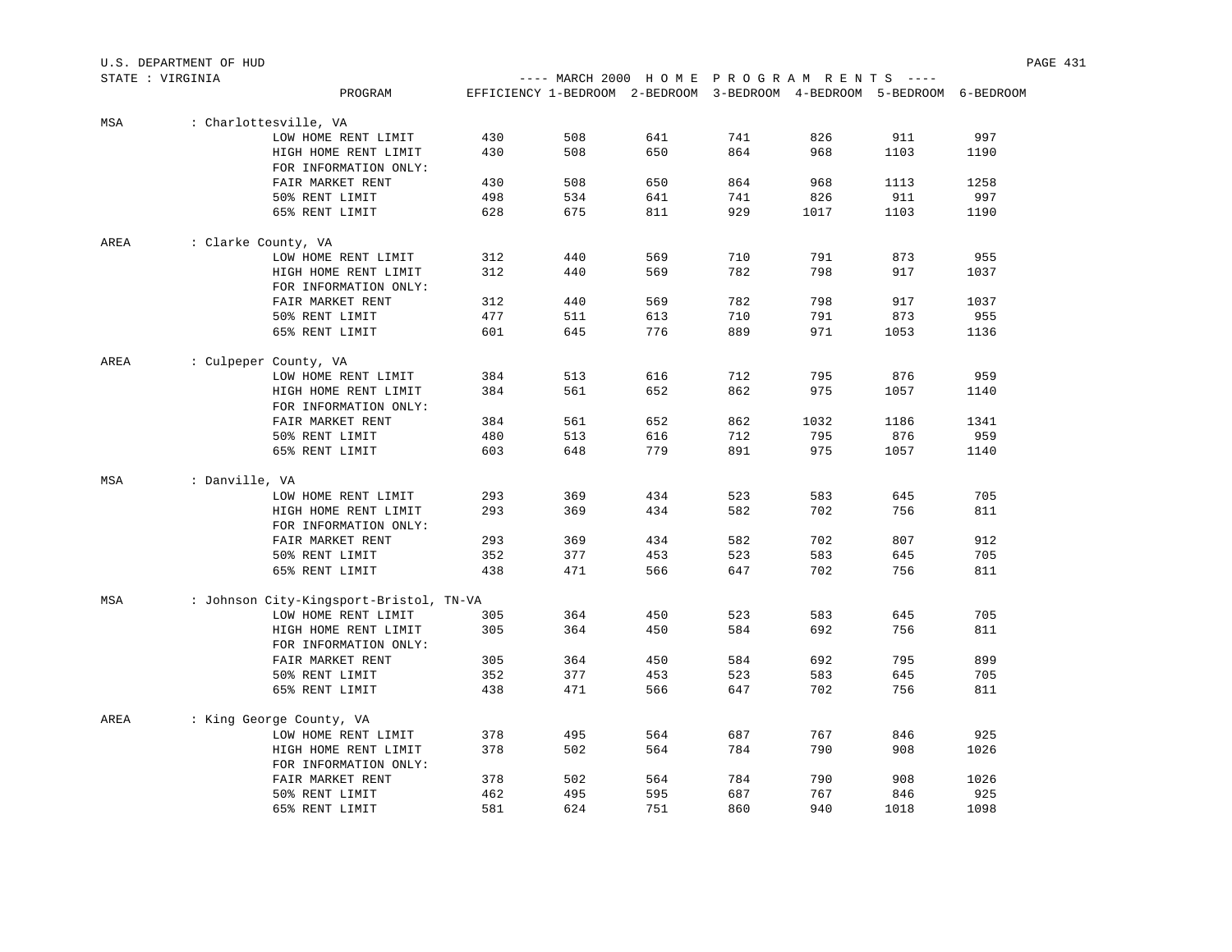U.S. DEPARTMENT OF HUD

STATE : VIRGINIA

---- MARCH 2000 H O M E P R O G R A M R E N T S ----

| | PROGRAM | EFFICIENCY | 1-BEDROOM | 2-BEDROOM | 3-BEDROOM | 4-BEDROOM | 5-BEDROOM | 6-BEDROOM |
|---|---|---|---|---|---|---|---|---|
| MSA | : Charlottesville, VA | | | | | | | |
| | LOW HOME RENT LIMIT | 430 | 508 | 641 | 741 | 826 | 911 | 997 |
| | HIGH HOME RENT LIMIT | 430 | 508 | 650 | 864 | 968 | 1103 | 1190 |
| | FOR INFORMATION ONLY: | | | | | | | |
| | FAIR MARKET RENT | 430 | 508 | 650 | 864 | 968 | 1113 | 1258 |
| | 50% RENT LIMIT | 498 | 534 | 641 | 741 | 826 | 911 | 997 |
| | 65% RENT LIMIT | 628 | 675 | 811 | 929 | 1017 | 1103 | 1190 |
| AREA | : Clarke County, VA | | | | | | | |
| | LOW HOME RENT LIMIT | 312 | 440 | 569 | 710 | 791 | 873 | 955 |
| | HIGH HOME RENT LIMIT | 312 | 440 | 569 | 782 | 798 | 917 | 1037 |
| | FOR INFORMATION ONLY: | | | | | | | |
| | FAIR MARKET RENT | 312 | 440 | 569 | 782 | 798 | 917 | 1037 |
| | 50% RENT LIMIT | 477 | 511 | 613 | 710 | 791 | 873 | 955 |
| | 65% RENT LIMIT | 601 | 645 | 776 | 889 | 971 | 1053 | 1136 |
| AREA | : Culpeper County, VA | | | | | | | |
| | LOW HOME RENT LIMIT | 384 | 513 | 616 | 712 | 795 | 876 | 959 |
| | HIGH HOME RENT LIMIT | 384 | 561 | 652 | 862 | 975 | 1057 | 1140 |
| | FOR INFORMATION ONLY: | | | | | | | |
| | FAIR MARKET RENT | 384 | 561 | 652 | 862 | 1032 | 1186 | 1341 |
| | 50% RENT LIMIT | 480 | 513 | 616 | 712 | 795 | 876 | 959 |
| | 65% RENT LIMIT | 603 | 648 | 779 | 891 | 975 | 1057 | 1140 |
| MSA | : Danville, VA | | | | | | | |
| | LOW HOME RENT LIMIT | 293 | 369 | 434 | 523 | 583 | 645 | 705 |
| | HIGH HOME RENT LIMIT | 293 | 369 | 434 | 582 | 702 | 756 | 811 |
| | FOR INFORMATION ONLY: | | | | | | | |
| | FAIR MARKET RENT | 293 | 369 | 434 | 582 | 702 | 807 | 912 |
| | 50% RENT LIMIT | 352 | 377 | 453 | 523 | 583 | 645 | 705 |
| | 65% RENT LIMIT | 438 | 471 | 566 | 647 | 702 | 756 | 811 |
| MSA | : Johnson City-Kingsport-Bristol, TN-VA | | | | | | | |
| | LOW HOME RENT LIMIT | 305 | 364 | 450 | 523 | 583 | 645 | 705 |
| | HIGH HOME RENT LIMIT | 305 | 364 | 450 | 584 | 692 | 756 | 811 |
| | FOR INFORMATION ONLY: | | | | | | | |
| | FAIR MARKET RENT | 305 | 364 | 450 | 584 | 692 | 795 | 899 |
| | 50% RENT LIMIT | 352 | 377 | 453 | 523 | 583 | 645 | 705 |
| | 65% RENT LIMIT | 438 | 471 | 566 | 647 | 702 | 756 | 811 |
| AREA | : King George County, VA | | | | | | | |
| | LOW HOME RENT LIMIT | 378 | 495 | 564 | 687 | 767 | 846 | 925 |
| | HIGH HOME RENT LIMIT | 378 | 502 | 564 | 784 | 790 | 908 | 1026 |
| | FOR INFORMATION ONLY: | | | | | | | |
| | FAIR MARKET RENT | 378 | 502 | 564 | 784 | 790 | 908 | 1026 |
| | 50% RENT LIMIT | 462 | 495 | 595 | 687 | 767 | 846 | 925 |
| | 65% RENT LIMIT | 581 | 624 | 751 | 860 | 940 | 1018 | 1098 |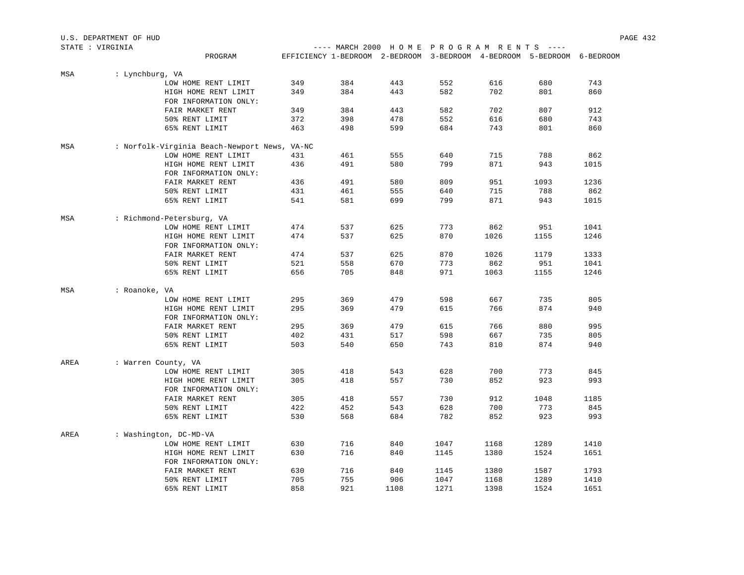U.S. DEPARTMENT OF HUD

STATE : VIRGINIA

---- MARCH 2000 H O M E P R O G R A M R E N T S ----

| | PROGRAM | EFFICIENCY | 1-BEDROOM | 2-BEDROOM | 3-BEDROOM | 4-BEDROOM | 5-BEDROOM | 6-BEDROOM |
|---|---|---|---|---|---|---|---|---|
| MSA | : Lynchburg, VA | | | | | | | |
| | LOW HOME RENT LIMIT | 349 | 384 | 443 | 552 | 616 | 680 | 743 |
| | HIGH HOME RENT LIMIT | 349 | 384 | 443 | 582 | 702 | 801 | 860 |
| | FOR INFORMATION ONLY: | | | | | | | |
| | FAIR MARKET RENT | 349 | 384 | 443 | 582 | 702 | 807 | 912 |
| | 50% RENT LIMIT | 372 | 398 | 478 | 552 | 616 | 680 | 743 |
| | 65% RENT LIMIT | 463 | 498 | 599 | 684 | 743 | 801 | 860 |
| MSA | : Norfolk-Virginia Beach-Newport News, VA-NC | | | | | | | |
| | LOW HOME RENT LIMIT | 431 | 461 | 555 | 640 | 715 | 788 | 862 |
| | HIGH HOME RENT LIMIT | 436 | 491 | 580 | 799 | 871 | 943 | 1015 |
| | FOR INFORMATION ONLY: | | | | | | | |
| | FAIR MARKET RENT | 436 | 491 | 580 | 809 | 951 | 1093 | 1236 |
| | 50% RENT LIMIT | 431 | 461 | 555 | 640 | 715 | 788 | 862 |
| | 65% RENT LIMIT | 541 | 581 | 699 | 799 | 871 | 943 | 1015 |
| MSA | : Richmond-Petersburg, VA | | | | | | | |
| | LOW HOME RENT LIMIT | 474 | 537 | 625 | 773 | 862 | 951 | 1041 |
| | HIGH HOME RENT LIMIT | 474 | 537 | 625 | 870 | 1026 | 1155 | 1246 |
| | FOR INFORMATION ONLY: | | | | | | | |
| | FAIR MARKET RENT | 474 | 537 | 625 | 870 | 1026 | 1179 | 1333 |
| | 50% RENT LIMIT | 521 | 558 | 670 | 773 | 862 | 951 | 1041 |
| | 65% RENT LIMIT | 656 | 705 | 848 | 971 | 1063 | 1155 | 1246 |
| MSA | : Roanoke, VA | | | | | | | |
| | LOW HOME RENT LIMIT | 295 | 369 | 479 | 598 | 667 | 735 | 805 |
| | HIGH HOME RENT LIMIT | 295 | 369 | 479 | 615 | 766 | 874 | 940 |
| | FOR INFORMATION ONLY: | | | | | | | |
| | FAIR MARKET RENT | 295 | 369 | 479 | 615 | 766 | 880 | 995 |
| | 50% RENT LIMIT | 402 | 431 | 517 | 598 | 667 | 735 | 805 |
| | 65% RENT LIMIT | 503 | 540 | 650 | 743 | 810 | 874 | 940 |
| AREA | : Warren County, VA | | | | | | | |
| | LOW HOME RENT LIMIT | 305 | 418 | 543 | 628 | 700 | 773 | 845 |
| | HIGH HOME RENT LIMIT | 305 | 418 | 557 | 730 | 852 | 923 | 993 |
| | FOR INFORMATION ONLY: | | | | | | | |
| | FAIR MARKET RENT | 305 | 418 | 557 | 730 | 912 | 1048 | 1185 |
| | 50% RENT LIMIT | 422 | 452 | 543 | 628 | 700 | 773 | 845 |
| | 65% RENT LIMIT | 530 | 568 | 684 | 782 | 852 | 923 | 993 |
| AREA | : Washington, DC-MD-VA | | | | | | | |
| | LOW HOME RENT LIMIT | 630 | 716 | 840 | 1047 | 1168 | 1289 | 1410 |
| | HIGH HOME RENT LIMIT | 630 | 716 | 840 | 1145 | 1380 | 1524 | 1651 |
| | FOR INFORMATION ONLY: | | | | | | | |
| | FAIR MARKET RENT | 630 | 716 | 840 | 1145 | 1380 | 1587 | 1793 |
| | 50% RENT LIMIT | 705 | 755 | 906 | 1047 | 1168 | 1289 | 1410 |
| | 65% RENT LIMIT | 858 | 921 | 1108 | 1271 | 1398 | 1524 | 1651 |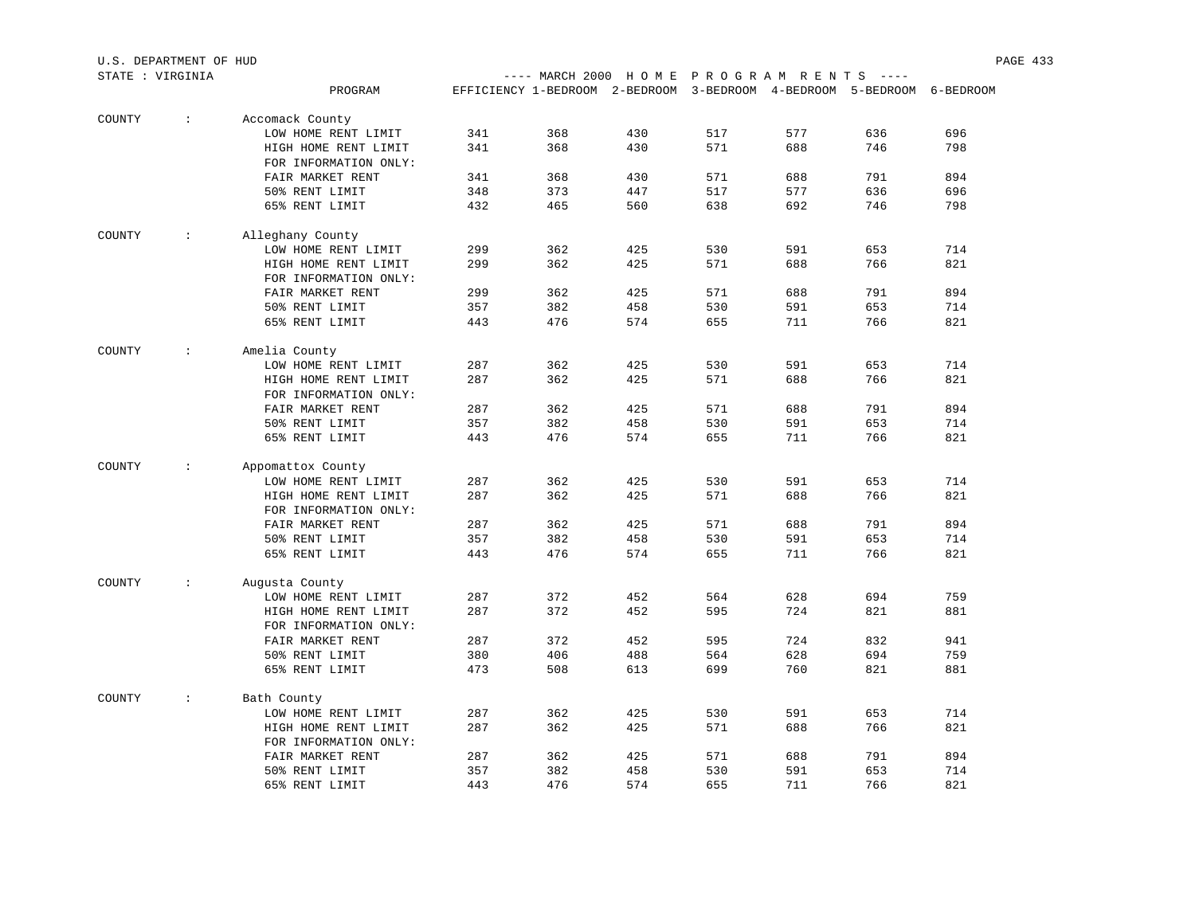U.S. DEPARTMENT OF HUD

STATE : VIRGINIA

---- MARCH 2000 H O M E P R O G R A M R E N T S ----

| | | PROGRAM | EFFICIENCY | 1-BEDROOM | 2-BEDROOM | 3-BEDROOM | 4-BEDROOM | 5-BEDROOM | 6-BEDROOM |
|---|---|---|---|---|---|---|---|---|---|
| COUNTY | : | Accomack County | | | | | | | |
| | | LOW HOME RENT LIMIT | 341 | 368 | 430 | 517 | 577 | 636 | 696 |
| | | HIGH HOME RENT LIMIT | 341 | 368 | 430 | 571 | 688 | 746 | 798 |
| | | FOR INFORMATION ONLY: | | | | | | | |
| | | FAIR MARKET RENT | 341 | 368 | 430 | 571 | 688 | 791 | 894 |
| | | 50% RENT LIMIT | 348 | 373 | 447 | 517 | 577 | 636 | 696 |
| | | 65% RENT LIMIT | 432 | 465 | 560 | 638 | 692 | 746 | 798 |
| COUNTY | : | Alleghany County | | | | | | | |
| | | LOW HOME RENT LIMIT | 299 | 362 | 425 | 530 | 591 | 653 | 714 |
| | | HIGH HOME RENT LIMIT | 299 | 362 | 425 | 571 | 688 | 766 | 821 |
| | | FOR INFORMATION ONLY: | | | | | | | |
| | | FAIR MARKET RENT | 299 | 362 | 425 | 571 | 688 | 791 | 894 |
| | | 50% RENT LIMIT | 357 | 382 | 458 | 530 | 591 | 653 | 714 |
| | | 65% RENT LIMIT | 443 | 476 | 574 | 655 | 711 | 766 | 821 |
| COUNTY | : | Amelia County | | | | | | | |
| | | LOW HOME RENT LIMIT | 287 | 362 | 425 | 530 | 591 | 653 | 714 |
| | | HIGH HOME RENT LIMIT | 287 | 362 | 425 | 571 | 688 | 766 | 821 |
| | | FOR INFORMATION ONLY: | | | | | | | |
| | | FAIR MARKET RENT | 287 | 362 | 425 | 571 | 688 | 791 | 894 |
| | | 50% RENT LIMIT | 357 | 382 | 458 | 530 | 591 | 653 | 714 |
| | | 65% RENT LIMIT | 443 | 476 | 574 | 655 | 711 | 766 | 821 |
| COUNTY | : | Appomattox County | | | | | | | |
| | | LOW HOME RENT LIMIT | 287 | 362 | 425 | 530 | 591 | 653 | 714 |
| | | HIGH HOME RENT LIMIT | 287 | 362 | 425 | 571 | 688 | 766 | 821 |
| | | FOR INFORMATION ONLY: | | | | | | | |
| | | FAIR MARKET RENT | 287 | 362 | 425 | 571 | 688 | 791 | 894 |
| | | 50% RENT LIMIT | 357 | 382 | 458 | 530 | 591 | 653 | 714 |
| | | 65% RENT LIMIT | 443 | 476 | 574 | 655 | 711 | 766 | 821 |
| COUNTY | : | Augusta County | | | | | | | |
| | | LOW HOME RENT LIMIT | 287 | 372 | 452 | 564 | 628 | 694 | 759 |
| | | HIGH HOME RENT LIMIT | 287 | 372 | 452 | 595 | 724 | 821 | 881 |
| | | FOR INFORMATION ONLY: | | | | | | | |
| | | FAIR MARKET RENT | 287 | 372 | 452 | 595 | 724 | 832 | 941 |
| | | 50% RENT LIMIT | 380 | 406 | 488 | 564 | 628 | 694 | 759 |
| | | 65% RENT LIMIT | 473 | 508 | 613 | 699 | 760 | 821 | 881 |
| COUNTY | : | Bath County | | | | | | | |
| | | LOW HOME RENT LIMIT | 287 | 362 | 425 | 530 | 591 | 653 | 714 |
| | | HIGH HOME RENT LIMIT | 287 | 362 | 425 | 571 | 688 | 766 | 821 |
| | | FOR INFORMATION ONLY: | | | | | | | |
| | | FAIR MARKET RENT | 287 | 362 | 425 | 571 | 688 | 791 | 894 |
| | | 50% RENT LIMIT | 357 | 382 | 458 | 530 | 591 | 653 | 714 |
| | | 65% RENT LIMIT | 443 | 476 | 574 | 655 | 711 | 766 | 821 |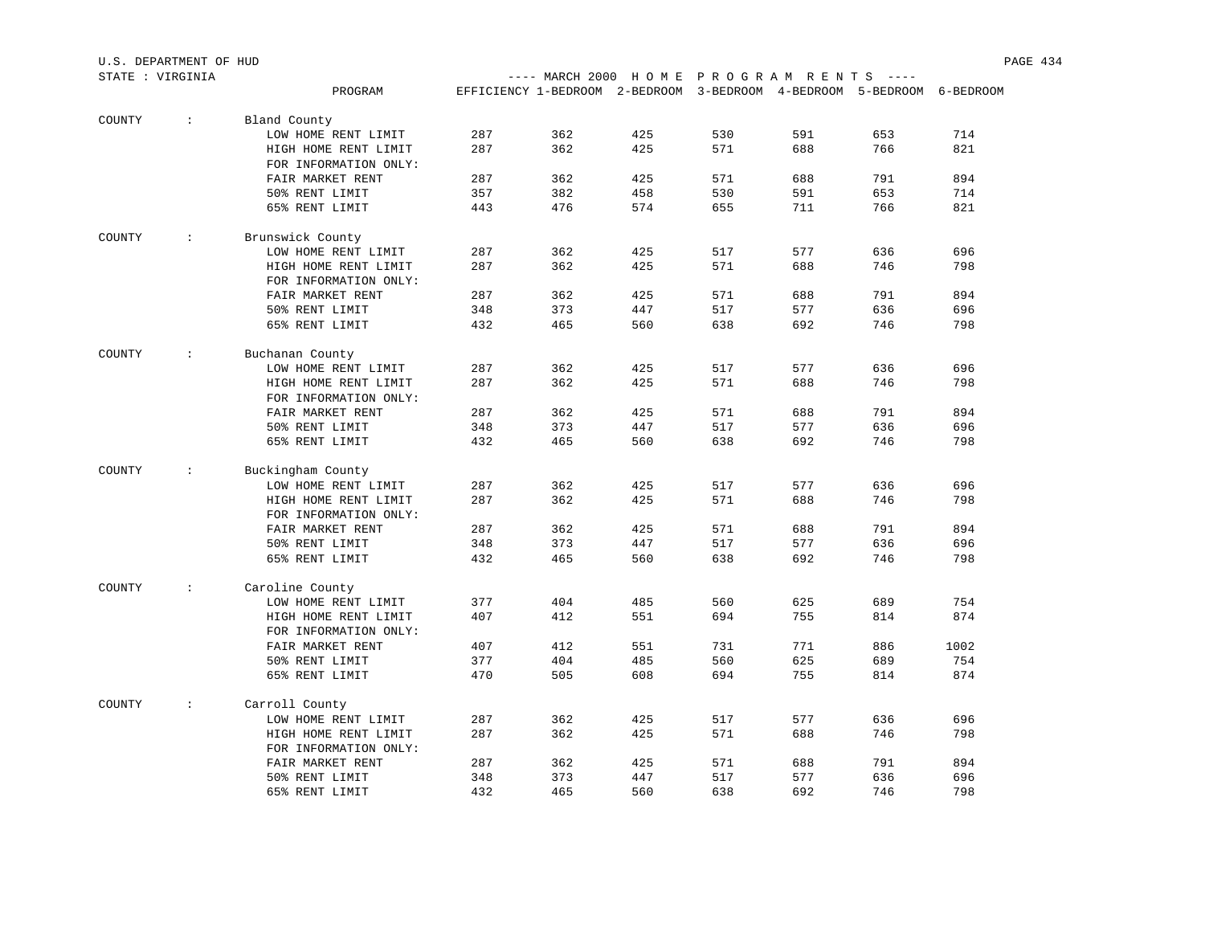U.S. DEPARTMENT OF HUD

STATE : VIRGINIA

---- MARCH 2000 H O M E P R O G R A M R E N T S ----

| | | PROGRAM | EFFICIENCY | 1-BEDROOM | 2-BEDROOM | 3-BEDROOM | 4-BEDROOM | 5-BEDROOM | 6-BEDROOM |
|---|---|---|---|---|---|---|---|---|---|
| COUNTY | : | Bland County | | | | | | | |
| | | LOW HOME RENT LIMIT | 287 | 362 | 425 | 530 | 591 | 653 | 714 |
| | | HIGH HOME RENT LIMIT | 287 | 362 | 425 | 571 | 688 | 766 | 821 |
| | | FOR INFORMATION ONLY: | | | | | | | |
| | | FAIR MARKET RENT | 287 | 362 | 425 | 571 | 688 | 791 | 894 |
| | | 50% RENT LIMIT | 357 | 382 | 458 | 530 | 591 | 653 | 714 |
| | | 65% RENT LIMIT | 443 | 476 | 574 | 655 | 711 | 766 | 821 |
| COUNTY | : | Brunswick County | | | | | | | |
| | | LOW HOME RENT LIMIT | 287 | 362 | 425 | 517 | 577 | 636 | 696 |
| | | HIGH HOME RENT LIMIT | 287 | 362 | 425 | 571 | 688 | 746 | 798 |
| | | FOR INFORMATION ONLY: | | | | | | | |
| | | FAIR MARKET RENT | 287 | 362 | 425 | 571 | 688 | 791 | 894 |
| | | 50% RENT LIMIT | 348 | 373 | 447 | 517 | 577 | 636 | 696 |
| | | 65% RENT LIMIT | 432 | 465 | 560 | 638 | 692 | 746 | 798 |
| COUNTY | : | Buchanan County | | | | | | | |
| | | LOW HOME RENT LIMIT | 287 | 362 | 425 | 517 | 577 | 636 | 696 |
| | | HIGH HOME RENT LIMIT | 287 | 362 | 425 | 571 | 688 | 746 | 798 |
| | | FOR INFORMATION ONLY: | | | | | | | |
| | | FAIR MARKET RENT | 287 | 362 | 425 | 571 | 688 | 791 | 894 |
| | | 50% RENT LIMIT | 348 | 373 | 447 | 517 | 577 | 636 | 696 |
| | | 65% RENT LIMIT | 432 | 465 | 560 | 638 | 692 | 746 | 798 |
| COUNTY | : | Buckingham County | | | | | | | |
| | | LOW HOME RENT LIMIT | 287 | 362 | 425 | 517 | 577 | 636 | 696 |
| | | HIGH HOME RENT LIMIT | 287 | 362 | 425 | 571 | 688 | 746 | 798 |
| | | FOR INFORMATION ONLY: | | | | | | | |
| | | FAIR MARKET RENT | 287 | 362 | 425 | 571 | 688 | 791 | 894 |
| | | 50% RENT LIMIT | 348 | 373 | 447 | 517 | 577 | 636 | 696 |
| | | 65% RENT LIMIT | 432 | 465 | 560 | 638 | 692 | 746 | 798 |
| COUNTY | : | Caroline County | | | | | | | |
| | | LOW HOME RENT LIMIT | 377 | 404 | 485 | 560 | 625 | 689 | 754 |
| | | HIGH HOME RENT LIMIT | 407 | 412 | 551 | 694 | 755 | 814 | 874 |
| | | FOR INFORMATION ONLY: | | | | | | | |
| | | FAIR MARKET RENT | 407 | 412 | 551 | 731 | 771 | 886 | 1002 |
| | | 50% RENT LIMIT | 377 | 404 | 485 | 560 | 625 | 689 | 754 |
| | | 65% RENT LIMIT | 470 | 505 | 608 | 694 | 755 | 814 | 874 |
| COUNTY | : | Carroll County | | | | | | | |
| | | LOW HOME RENT LIMIT | 287 | 362 | 425 | 517 | 577 | 636 | 696 |
| | | HIGH HOME RENT LIMIT | 287 | 362 | 425 | 571 | 688 | 746 | 798 |
| | | FOR INFORMATION ONLY: | | | | | | | |
| | | FAIR MARKET RENT | 287 | 362 | 425 | 571 | 688 | 791 | 894 |
| | | 50% RENT LIMIT | 348 | 373 | 447 | 517 | 577 | 636 | 696 |
| | | 65% RENT LIMIT | 432 | 465 | 560 | 638 | 692 | 746 | 798 |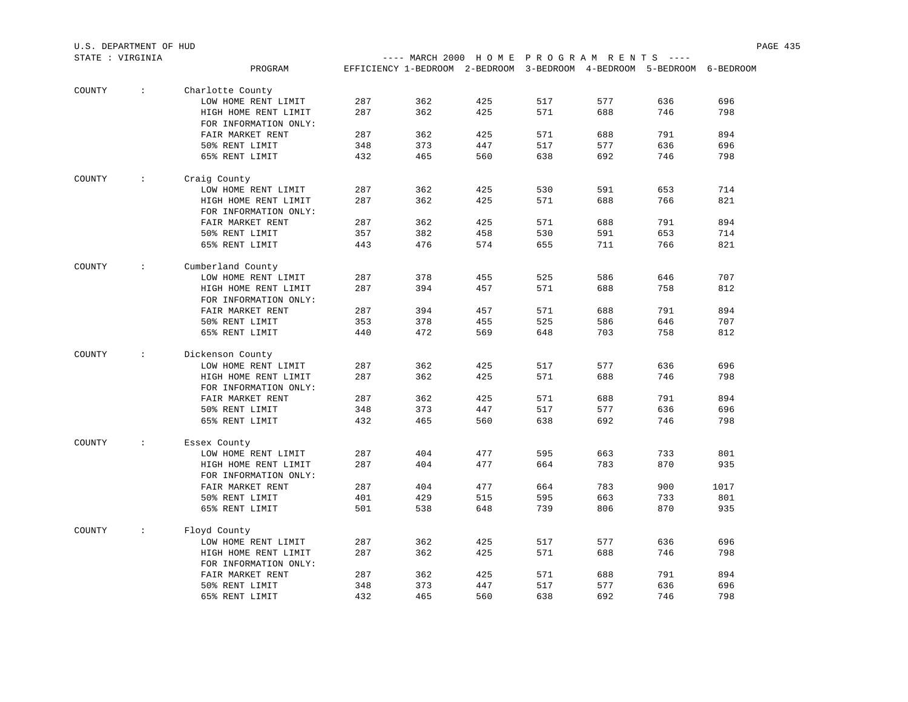U.S. DEPARTMENT OF HUD

STATE : VIRGINIA

---- MARCH 2000 H O M E P R O G R A M R E N T S ----

| | PROGRAM | EFFICIENCY | 1-BEDROOM | 2-BEDROOM | 3-BEDROOM | 4-BEDROOM | 5-BEDROOM | 6-BEDROOM |
|---|---|---|---|---|---|---|---|---|
| COUNTY : | Charlotte County | | | | | | | |
| | LOW HOME RENT LIMIT | 287 | 362 | 425 | 517 | 577 | 636 | 696 |
| | HIGH HOME RENT LIMIT | 287 | 362 | 425 | 571 | 688 | 746 | 798 |
| | FOR INFORMATION ONLY: | | | | | | | |
| | FAIR MARKET RENT | 287 | 362 | 425 | 571 | 688 | 791 | 894 |
| | 50% RENT LIMIT | 348 | 373 | 447 | 517 | 577 | 636 | 696 |
| | 65% RENT LIMIT | 432 | 465 | 560 | 638 | 692 | 746 | 798 |
| COUNTY : | Craig County | | | | | | | |
| | LOW HOME RENT LIMIT | 287 | 362 | 425 | 530 | 591 | 653 | 714 |
| | HIGH HOME RENT LIMIT | 287 | 362 | 425 | 571 | 688 | 766 | 821 |
| | FOR INFORMATION ONLY: | | | | | | | |
| | FAIR MARKET RENT | 287 | 362 | 425 | 571 | 688 | 791 | 894 |
| | 50% RENT LIMIT | 357 | 382 | 458 | 530 | 591 | 653 | 714 |
| | 65% RENT LIMIT | 443 | 476 | 574 | 655 | 711 | 766 | 821 |
| COUNTY : | Cumberland County | | | | | | | |
| | LOW HOME RENT LIMIT | 287 | 378 | 455 | 525 | 586 | 646 | 707 |
| | HIGH HOME RENT LIMIT | 287 | 394 | 457 | 571 | 688 | 758 | 812 |
| | FOR INFORMATION ONLY: | | | | | | | |
| | FAIR MARKET RENT | 287 | 394 | 457 | 571 | 688 | 791 | 894 |
| | 50% RENT LIMIT | 353 | 378 | 455 | 525 | 586 | 646 | 707 |
| | 65% RENT LIMIT | 440 | 472 | 569 | 648 | 703 | 758 | 812 |
| COUNTY : | Dickenson County | | | | | | | |
| | LOW HOME RENT LIMIT | 287 | 362 | 425 | 517 | 577 | 636 | 696 |
| | HIGH HOME RENT LIMIT | 287 | 362 | 425 | 571 | 688 | 746 | 798 |
| | FOR INFORMATION ONLY: | | | | | | | |
| | FAIR MARKET RENT | 287 | 362 | 425 | 571 | 688 | 791 | 894 |
| | 50% RENT LIMIT | 348 | 373 | 447 | 517 | 577 | 636 | 696 |
| | 65% RENT LIMIT | 432 | 465 | 560 | 638 | 692 | 746 | 798 |
| COUNTY : | Essex County | | | | | | | |
| | LOW HOME RENT LIMIT | 287 | 404 | 477 | 595 | 663 | 733 | 801 |
| | HIGH HOME RENT LIMIT | 287 | 404 | 477 | 664 | 783 | 870 | 935 |
| | FOR INFORMATION ONLY: | | | | | | | |
| | FAIR MARKET RENT | 287 | 404 | 477 | 664 | 783 | 900 | 1017 |
| | 50% RENT LIMIT | 401 | 429 | 515 | 595 | 663 | 733 | 801 |
| | 65% RENT LIMIT | 501 | 538 | 648 | 739 | 806 | 870 | 935 |
| COUNTY : | Floyd County | | | | | | | |
| | LOW HOME RENT LIMIT | 287 | 362 | 425 | 517 | 577 | 636 | 696 |
| | HIGH HOME RENT LIMIT | 287 | 362 | 425 | 571 | 688 | 746 | 798 |
| | FOR INFORMATION ONLY: | | | | | | | |
| | FAIR MARKET RENT | 287 | 362 | 425 | 571 | 688 | 791 | 894 |
| | 50% RENT LIMIT | 348 | 373 | 447 | 517 | 577 | 636 | 696 |
| | 65% RENT LIMIT | 432 | 465 | 560 | 638 | 692 | 746 | 798 |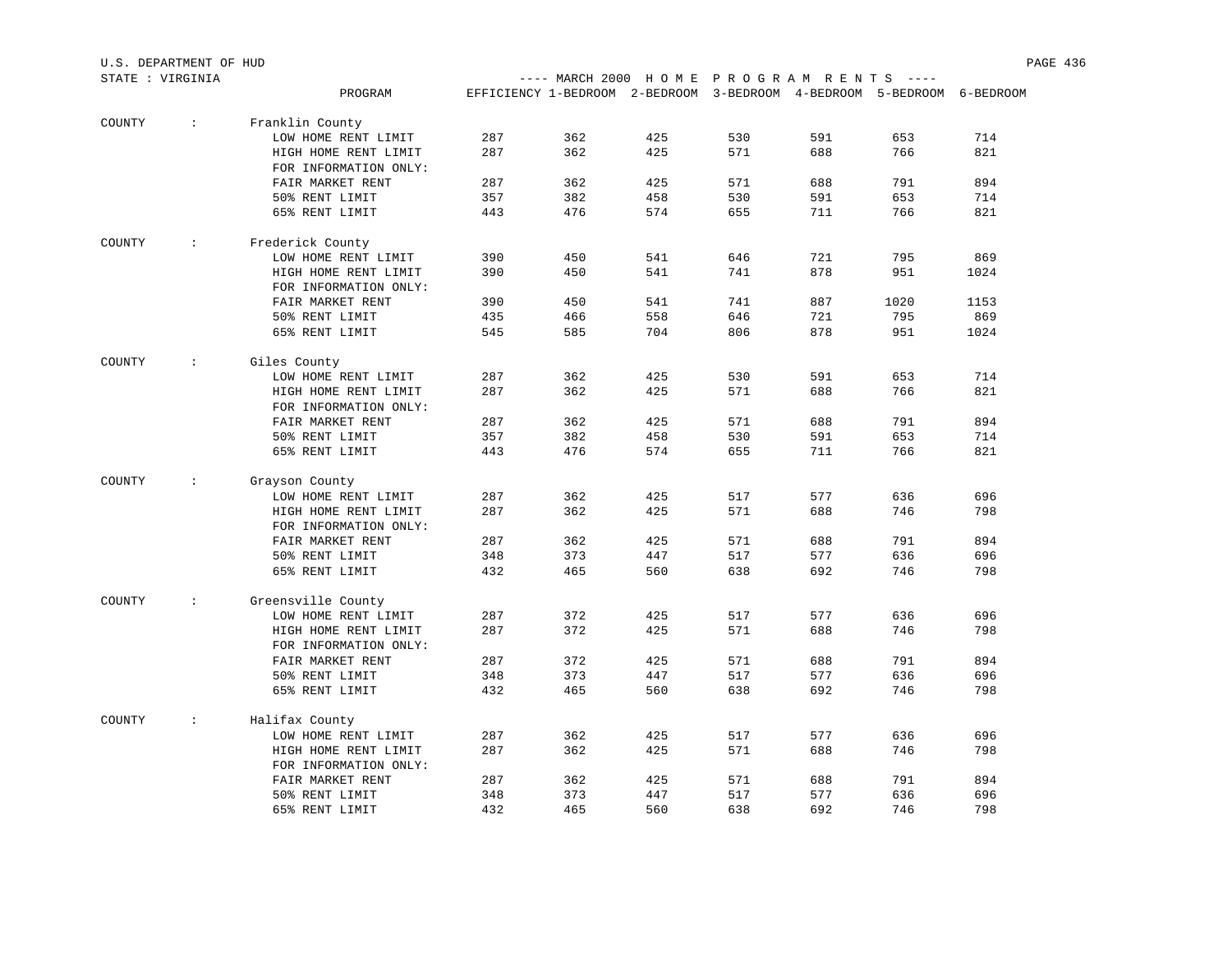U.S. DEPARTMENT OF HUD

STATE : VIRGINIA

---- MARCH 2000 H O M E P R O G R A M R E N T S ----

| | PROGRAM | EFFICIENCY | 1-BEDROOM | 2-BEDROOM | 3-BEDROOM | 4-BEDROOM | 5-BEDROOM | 6-BEDROOM |
|---|---|---|---|---|---|---|---|---|
| COUNTY : | Franklin County | | | | | | | |
| | LOW HOME RENT LIMIT | 287 | 362 | 425 | 530 | 591 | 653 | 714 |
| | HIGH HOME RENT LIMIT | 287 | 362 | 425 | 571 | 688 | 766 | 821 |
| | FOR INFORMATION ONLY: | | | | | | | |
| | FAIR MARKET RENT | 287 | 362 | 425 | 571 | 688 | 791 | 894 |
| | 50% RENT LIMIT | 357 | 382 | 458 | 530 | 591 | 653 | 714 |
| | 65% RENT LIMIT | 443 | 476 | 574 | 655 | 711 | 766 | 821 |
| COUNTY : | Frederick County | | | | | | | |
| | LOW HOME RENT LIMIT | 390 | 450 | 541 | 646 | 721 | 795 | 869 |
| | HIGH HOME RENT LIMIT | 390 | 450 | 541 | 741 | 878 | 951 | 1024 |
| | FOR INFORMATION ONLY: | | | | | | | |
| | FAIR MARKET RENT | 390 | 450 | 541 | 741 | 887 | 1020 | 1153 |
| | 50% RENT LIMIT | 435 | 466 | 558 | 646 | 721 | 795 | 869 |
| | 65% RENT LIMIT | 545 | 585 | 704 | 806 | 878 | 951 | 1024 |
| COUNTY : | Giles County | | | | | | | |
| | LOW HOME RENT LIMIT | 287 | 362 | 425 | 530 | 591 | 653 | 714 |
| | HIGH HOME RENT LIMIT | 287 | 362 | 425 | 571 | 688 | 766 | 821 |
| | FOR INFORMATION ONLY: | | | | | | | |
| | FAIR MARKET RENT | 287 | 362 | 425 | 571 | 688 | 791 | 894 |
| | 50% RENT LIMIT | 357 | 382 | 458 | 530 | 591 | 653 | 714 |
| | 65% RENT LIMIT | 443 | 476 | 574 | 655 | 711 | 766 | 821 |
| COUNTY : | Grayson County | | | | | | | |
| | LOW HOME RENT LIMIT | 287 | 362 | 425 | 517 | 577 | 636 | 696 |
| | HIGH HOME RENT LIMIT | 287 | 362 | 425 | 571 | 688 | 746 | 798 |
| | FOR INFORMATION ONLY: | | | | | | | |
| | FAIR MARKET RENT | 287 | 362 | 425 | 571 | 688 | 791 | 894 |
| | 50% RENT LIMIT | 348 | 373 | 447 | 517 | 577 | 636 | 696 |
| | 65% RENT LIMIT | 432 | 465 | 560 | 638 | 692 | 746 | 798 |
| COUNTY : | Greensville County | | | | | | | |
| | LOW HOME RENT LIMIT | 287 | 372 | 425 | 517 | 577 | 636 | 696 |
| | HIGH HOME RENT LIMIT | 287 | 372 | 425 | 571 | 688 | 746 | 798 |
| | FOR INFORMATION ONLY: | | | | | | | |
| | FAIR MARKET RENT | 287 | 372 | 425 | 571 | 688 | 791 | 894 |
| | 50% RENT LIMIT | 348 | 373 | 447 | 517 | 577 | 636 | 696 |
| | 65% RENT LIMIT | 432 | 465 | 560 | 638 | 692 | 746 | 798 |
| COUNTY : | Halifax County | | | | | | | |
| | LOW HOME RENT LIMIT | 287 | 362 | 425 | 517 | 577 | 636 | 696 |
| | HIGH HOME RENT LIMIT | 287 | 362 | 425 | 571 | 688 | 746 | 798 |
| | FOR INFORMATION ONLY: | | | | | | | |
| | FAIR MARKET RENT | 287 | 362 | 425 | 571 | 688 | 791 | 894 |
| | 50% RENT LIMIT | 348 | 373 | 447 | 517 | 577 | 636 | 696 |
| | 65% RENT LIMIT | 432 | 465 | 560 | 638 | 692 | 746 | 798 |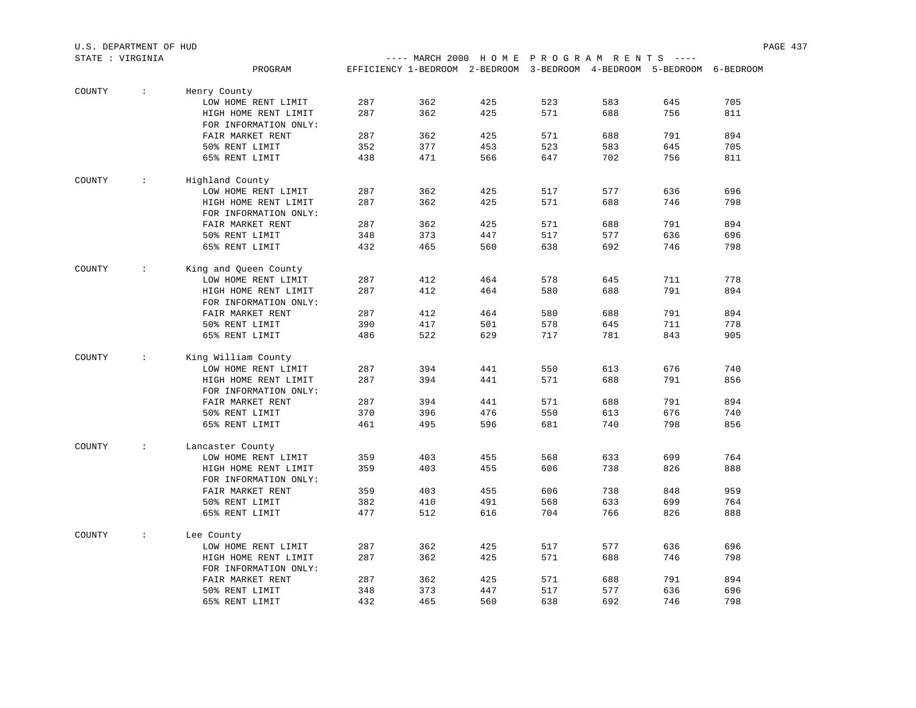U.S. DEPARTMENT OF HUD

STATE : VIRGINIA

---- MARCH 2000 H O M E P R O G R A M R E N T S ----

| | PROGRAM | EFFICIENCY | 1-BEDROOM | 2-BEDROOM | 3-BEDROOM | 4-BEDROOM | 5-BEDROOM | 6-BEDROOM |
|---|---|---|---|---|---|---|---|---|
| COUNTY : | Henry County | | | | | | | |
| | LOW HOME RENT LIMIT | 287 | 362 | 425 | 523 | 583 | 645 | 705 |
| | HIGH HOME RENT LIMIT | 287 | 362 | 425 | 571 | 688 | 756 | 811 |
| | FOR INFORMATION ONLY: | | | | | | | |
| | FAIR MARKET RENT | 287 | 362 | 425 | 571 | 688 | 791 | 894 |
| | 50% RENT LIMIT | 352 | 377 | 453 | 523 | 583 | 645 | 705 |
| | 65% RENT LIMIT | 438 | 471 | 566 | 647 | 702 | 756 | 811 |
| COUNTY : | Highland County | | | | | | | |
| | LOW HOME RENT LIMIT | 287 | 362 | 425 | 517 | 577 | 636 | 696 |
| | HIGH HOME RENT LIMIT | 287 | 362 | 425 | 571 | 688 | 746 | 798 |
| | FOR INFORMATION ONLY: | | | | | | | |
| | FAIR MARKET RENT | 287 | 362 | 425 | 571 | 688 | 791 | 894 |
| | 50% RENT LIMIT | 348 | 373 | 447 | 517 | 577 | 636 | 696 |
| | 65% RENT LIMIT | 432 | 465 | 560 | 638 | 692 | 746 | 798 |
| COUNTY : | King and Queen County | | | | | | | |
| | LOW HOME RENT LIMIT | 287 | 412 | 464 | 578 | 645 | 711 | 778 |
| | HIGH HOME RENT LIMIT | 287 | 412 | 464 | 580 | 688 | 791 | 894 |
| | FOR INFORMATION ONLY: | | | | | | | |
| | FAIR MARKET RENT | 287 | 412 | 464 | 580 | 688 | 791 | 894 |
| | 50% RENT LIMIT | 390 | 417 | 501 | 578 | 645 | 711 | 778 |
| | 65% RENT LIMIT | 486 | 522 | 629 | 717 | 781 | 843 | 905 |
| COUNTY : | King William County | | | | | | | |
| | LOW HOME RENT LIMIT | 287 | 394 | 441 | 550 | 613 | 676 | 740 |
| | HIGH HOME RENT LIMIT | 287 | 394 | 441 | 571 | 688 | 791 | 856 |
| | FOR INFORMATION ONLY: | | | | | | | |
| | FAIR MARKET RENT | 287 | 394 | 441 | 571 | 688 | 791 | 894 |
| | 50% RENT LIMIT | 370 | 396 | 476 | 550 | 613 | 676 | 740 |
| | 65% RENT LIMIT | 461 | 495 | 596 | 681 | 740 | 798 | 856 |
| COUNTY : | Lancaster County | | | | | | | |
| | LOW HOME RENT LIMIT | 359 | 403 | 455 | 568 | 633 | 699 | 764 |
| | HIGH HOME RENT LIMIT | 359 | 403 | 455 | 606 | 738 | 826 | 888 |
| | FOR INFORMATION ONLY: | | | | | | | |
| | FAIR MARKET RENT | 359 | 403 | 455 | 606 | 738 | 848 | 959 |
| | 50% RENT LIMIT | 382 | 410 | 491 | 568 | 633 | 699 | 764 |
| | 65% RENT LIMIT | 477 | 512 | 616 | 704 | 766 | 826 | 888 |
| COUNTY : | Lee County | | | | | | | |
| | LOW HOME RENT LIMIT | 287 | 362 | 425 | 517 | 577 | 636 | 696 |
| | HIGH HOME RENT LIMIT | 287 | 362 | 425 | 571 | 688 | 746 | 798 |
| | FOR INFORMATION ONLY: | | | | | | | |
| | FAIR MARKET RENT | 287 | 362 | 425 | 571 | 688 | 791 | 894 |
| | 50% RENT LIMIT | 348 | 373 | 447 | 517 | 577 | 636 | 696 |
| | 65% RENT LIMIT | 432 | 465 | 560 | 638 | 692 | 746 | 798 |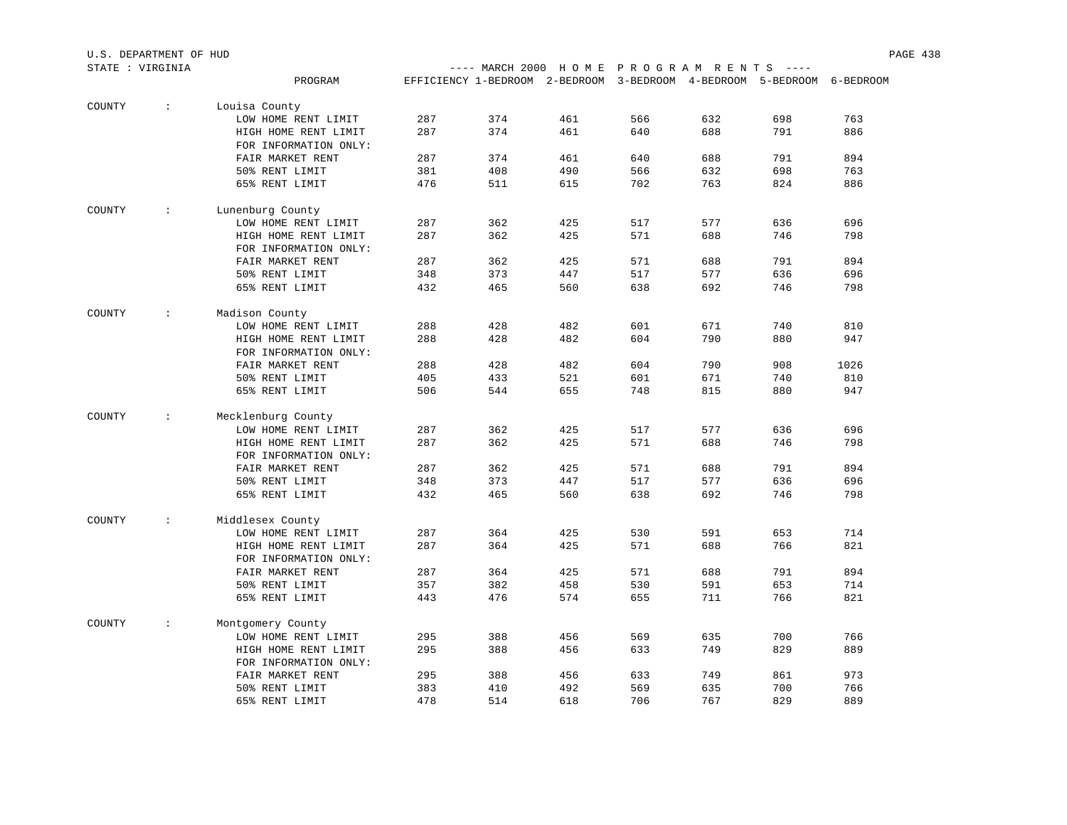U.S. DEPARTMENT OF HUD

STATE : VIRGINIA

---- MARCH 2000 H O M E P R O G R A M R E N T S ----

| | PROGRAM | EFFICIENCY | 1-BEDROOM | 2-BEDROOM | 3-BEDROOM | 4-BEDROOM | 5-BEDROOM | 6-BEDROOM |
|---|---|---|---|---|---|---|---|---|
| COUNTY : | Louisa County | | | | | | | |
| | LOW HOME RENT LIMIT | 287 | 374 | 461 | 566 | 632 | 698 | 763 |
| | HIGH HOME RENT LIMIT | 287 | 374 | 461 | 640 | 688 | 791 | 886 |
| | FOR INFORMATION ONLY: | | | | | | | |
| | FAIR MARKET RENT | 287 | 374 | 461 | 640 | 688 | 791 | 894 |
| | 50% RENT LIMIT | 381 | 408 | 490 | 566 | 632 | 698 | 763 |
| | 65% RENT LIMIT | 476 | 511 | 615 | 702 | 763 | 824 | 886 |
| COUNTY : | Lunenburg County | | | | | | | |
| | LOW HOME RENT LIMIT | 287 | 362 | 425 | 517 | 577 | 636 | 696 |
| | HIGH HOME RENT LIMIT | 287 | 362 | 425 | 571 | 688 | 746 | 798 |
| | FOR INFORMATION ONLY: | | | | | | | |
| | FAIR MARKET RENT | 287 | 362 | 425 | 571 | 688 | 791 | 894 |
| | 50% RENT LIMIT | 348 | 373 | 447 | 517 | 577 | 636 | 696 |
| | 65% RENT LIMIT | 432 | 465 | 560 | 638 | 692 | 746 | 798 |
| COUNTY : | Madison County | | | | | | | |
| | LOW HOME RENT LIMIT | 288 | 428 | 482 | 601 | 671 | 740 | 810 |
| | HIGH HOME RENT LIMIT | 288 | 428 | 482 | 604 | 790 | 880 | 947 |
| | FOR INFORMATION ONLY: | | | | | | | |
| | FAIR MARKET RENT | 288 | 428 | 482 | 604 | 790 | 908 | 1026 |
| | 50% RENT LIMIT | 405 | 433 | 521 | 601 | 671 | 740 | 810 |
| | 65% RENT LIMIT | 506 | 544 | 655 | 748 | 815 | 880 | 947 |
| COUNTY : | Mecklenburg County | | | | | | | |
| | LOW HOME RENT LIMIT | 287 | 362 | 425 | 517 | 577 | 636 | 696 |
| | HIGH HOME RENT LIMIT | 287 | 362 | 425 | 571 | 688 | 746 | 798 |
| | FOR INFORMATION ONLY: | | | | | | | |
| | FAIR MARKET RENT | 287 | 362 | 425 | 571 | 688 | 791 | 894 |
| | 50% RENT LIMIT | 348 | 373 | 447 | 517 | 577 | 636 | 696 |
| | 65% RENT LIMIT | 432 | 465 | 560 | 638 | 692 | 746 | 798 |
| COUNTY : | Middlesex County | | | | | | | |
| | LOW HOME RENT LIMIT | 287 | 364 | 425 | 530 | 591 | 653 | 714 |
| | HIGH HOME RENT LIMIT | 287 | 364 | 425 | 571 | 688 | 766 | 821 |
| | FOR INFORMATION ONLY: | | | | | | | |
| | FAIR MARKET RENT | 287 | 364 | 425 | 571 | 688 | 791 | 894 |
| | 50% RENT LIMIT | 357 | 382 | 458 | 530 | 591 | 653 | 714 |
| | 65% RENT LIMIT | 443 | 476 | 574 | 655 | 711 | 766 | 821 |
| COUNTY : | Montgomery County | | | | | | | |
| | LOW HOME RENT LIMIT | 295 | 388 | 456 | 569 | 635 | 700 | 766 |
| | HIGH HOME RENT LIMIT | 295 | 388 | 456 | 633 | 749 | 829 | 889 |
| | FOR INFORMATION ONLY: | | | | | | | |
| | FAIR MARKET RENT | 295 | 388 | 456 | 633 | 749 | 861 | 973 |
| | 50% RENT LIMIT | 383 | 410 | 492 | 569 | 635 | 700 | 766 |
| | 65% RENT LIMIT | 478 | 514 | 618 | 706 | 767 | 829 | 889 |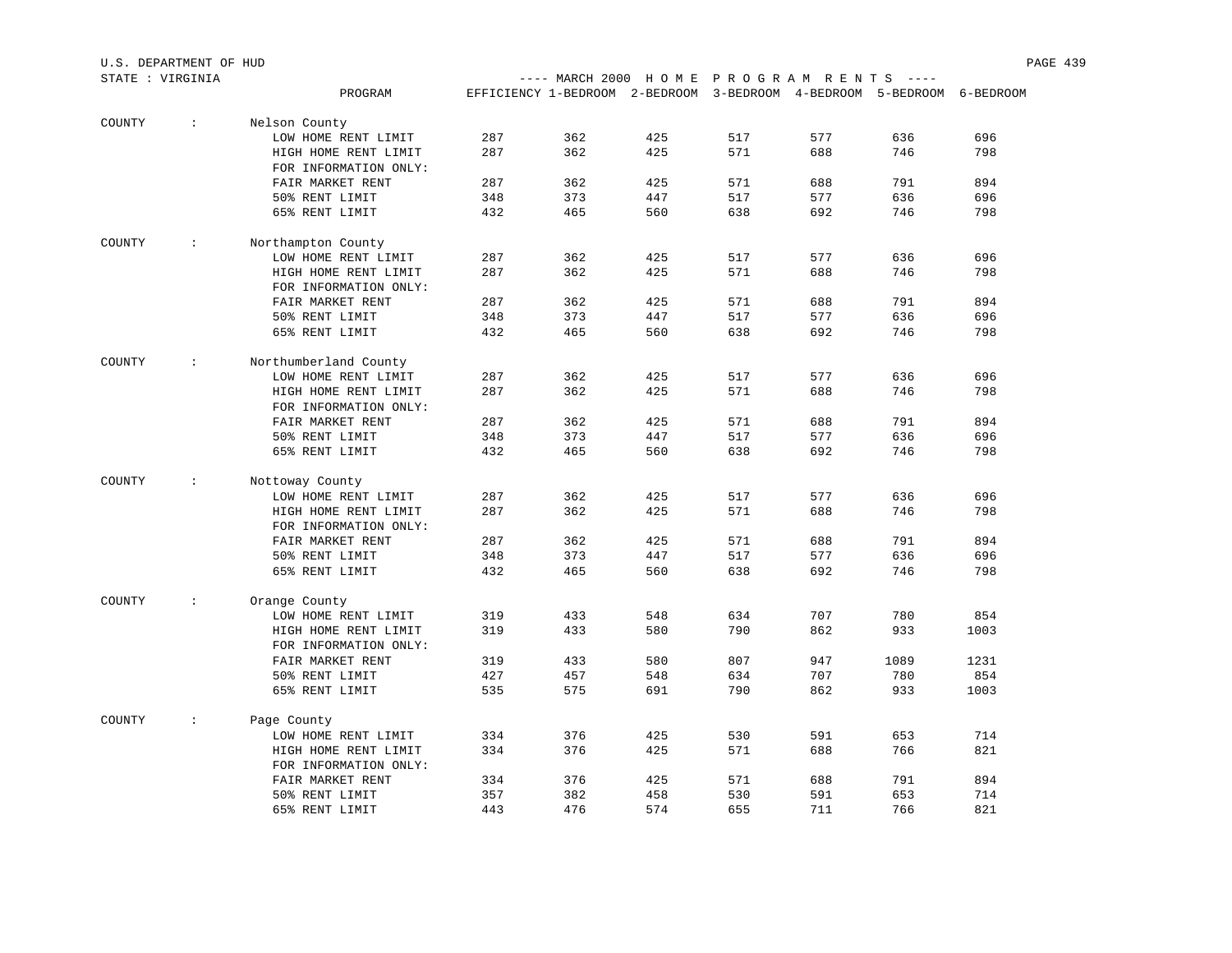U.S. DEPARTMENT OF HUD

STATE : VIRGINIA

---- MARCH 2000 H O M E P R O G R A M R E N T S ----

| | | PROGRAM | EFFICIENCY | 1-BEDROOM | 2-BEDROOM | 3-BEDROOM | 4-BEDROOM | 5-BEDROOM | 6-BEDROOM |
|---|---|---|---|---|---|---|---|---|---|
| COUNTY | : | Nelson County | | | | | | | |
| | | LOW HOME RENT LIMIT | 287 | 362 | 425 | 517 | 577 | 636 | 696 |
| | | HIGH HOME RENT LIMIT | 287 | 362 | 425 | 571 | 688 | 746 | 798 |
| | | FOR INFORMATION ONLY: | | | | | | | |
| | | FAIR MARKET RENT | 287 | 362 | 425 | 571 | 688 | 791 | 894 |
| | | 50% RENT LIMIT | 348 | 373 | 447 | 517 | 577 | 636 | 696 |
| | | 65% RENT LIMIT | 432 | 465 | 560 | 638 | 692 | 746 | 798 |
| COUNTY | : | Northampton County | | | | | | | |
| | | LOW HOME RENT LIMIT | 287 | 362 | 425 | 517 | 577 | 636 | 696 |
| | | HIGH HOME RENT LIMIT | 287 | 362 | 425 | 571 | 688 | 746 | 798 |
| | | FOR INFORMATION ONLY: | | | | | | | |
| | | FAIR MARKET RENT | 287 | 362 | 425 | 571 | 688 | 791 | 894 |
| | | 50% RENT LIMIT | 348 | 373 | 447 | 517 | 577 | 636 | 696 |
| | | 65% RENT LIMIT | 432 | 465 | 560 | 638 | 692 | 746 | 798 |
| COUNTY | : | Northumberland County | | | | | | | |
| | | LOW HOME RENT LIMIT | 287 | 362 | 425 | 517 | 577 | 636 | 696 |
| | | HIGH HOME RENT LIMIT | 287 | 362 | 425 | 571 | 688 | 746 | 798 |
| | | FOR INFORMATION ONLY: | | | | | | | |
| | | FAIR MARKET RENT | 287 | 362 | 425 | 571 | 688 | 791 | 894 |
| | | 50% RENT LIMIT | 348 | 373 | 447 | 517 | 577 | 636 | 696 |
| | | 65% RENT LIMIT | 432 | 465 | 560 | 638 | 692 | 746 | 798 |
| COUNTY | : | Nottoway County | | | | | | | |
| | | LOW HOME RENT LIMIT | 287 | 362 | 425 | 517 | 577 | 636 | 696 |
| | | HIGH HOME RENT LIMIT | 287 | 362 | 425 | 571 | 688 | 746 | 798 |
| | | FOR INFORMATION ONLY: | | | | | | | |
| | | FAIR MARKET RENT | 287 | 362 | 425 | 571 | 688 | 791 | 894 |
| | | 50% RENT LIMIT | 348 | 373 | 447 | 517 | 577 | 636 | 696 |
| | | 65% RENT LIMIT | 432 | 465 | 560 | 638 | 692 | 746 | 798 |
| COUNTY | : | Orange County | | | | | | | |
| | | LOW HOME RENT LIMIT | 319 | 433 | 548 | 634 | 707 | 780 | 854 |
| | | HIGH HOME RENT LIMIT | 319 | 433 | 580 | 790 | 862 | 933 | 1003 |
| | | FOR INFORMATION ONLY: | | | | | | | |
| | | FAIR MARKET RENT | 319 | 433 | 580 | 807 | 947 | 1089 | 1231 |
| | | 50% RENT LIMIT | 427 | 457 | 548 | 634 | 707 | 780 | 854 |
| | | 65% RENT LIMIT | 535 | 575 | 691 | 790 | 862 | 933 | 1003 |
| COUNTY | : | Page County | | | | | | | |
| | | LOW HOME RENT LIMIT | 334 | 376 | 425 | 530 | 591 | 653 | 714 |
| | | HIGH HOME RENT LIMIT | 334 | 376 | 425 | 571 | 688 | 766 | 821 |
| | | FOR INFORMATION ONLY: | | | | | | | |
| | | FAIR MARKET RENT | 334 | 376 | 425 | 571 | 688 | 791 | 894 |
| | | 50% RENT LIMIT | 357 | 382 | 458 | 530 | 591 | 653 | 714 |
| | | 65% RENT LIMIT | 443 | 476 | 574 | 655 | 711 | 766 | 821 |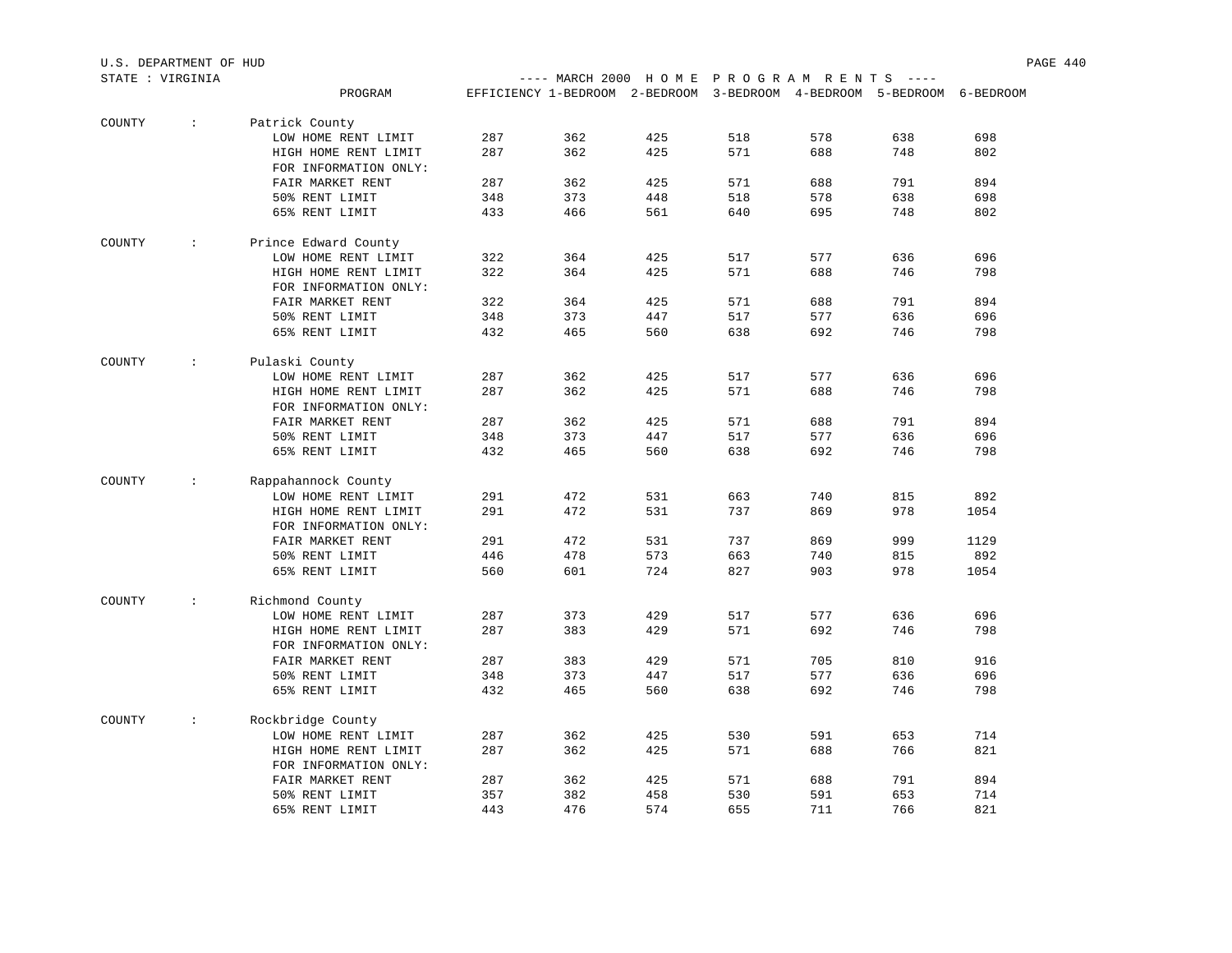U.S. DEPARTMENT OF HUD
STATE : VIRGINIA

---- MARCH 2000 H O M E P R O G R A M R E N T S ----

| | PROGRAM | EFFICIENCY | 1-BEDROOM | 2-BEDROOM | 3-BEDROOM | 4-BEDROOM | 5-BEDROOM | 6-BEDROOM |
|---|---|---|---|---|---|---|---|---|
| COUNTY : | Patrick County | | | | | | | |
| | LOW HOME RENT LIMIT | 287 | 362 | 425 | 518 | 578 | 638 | 698 |
| | HIGH HOME RENT LIMIT | 287 | 362 | 425 | 571 | 688 | 748 | 802 |
| | FOR INFORMATION ONLY: | | | | | | | |
| | FAIR MARKET RENT | 287 | 362 | 425 | 571 | 688 | 791 | 894 |
| | 50% RENT LIMIT | 348 | 373 | 448 | 518 | 578 | 638 | 698 |
| | 65% RENT LIMIT | 433 | 466 | 561 | 640 | 695 | 748 | 802 |
| COUNTY : | Prince Edward County | | | | | | | |
| | LOW HOME RENT LIMIT | 322 | 364 | 425 | 517 | 577 | 636 | 696 |
| | HIGH HOME RENT LIMIT | 322 | 364 | 425 | 571 | 688 | 746 | 798 |
| | FOR INFORMATION ONLY: | | | | | | | |
| | FAIR MARKET RENT | 322 | 364 | 425 | 571 | 688 | 791 | 894 |
| | 50% RENT LIMIT | 348 | 373 | 447 | 517 | 577 | 636 | 696 |
| | 65% RENT LIMIT | 432 | 465 | 560 | 638 | 692 | 746 | 798 |
| COUNTY : | Pulaski County | | | | | | | |
| | LOW HOME RENT LIMIT | 287 | 362 | 425 | 517 | 577 | 636 | 696 |
| | HIGH HOME RENT LIMIT | 287 | 362 | 425 | 571 | 688 | 746 | 798 |
| | FOR INFORMATION ONLY: | | | | | | | |
| | FAIR MARKET RENT | 287 | 362 | 425 | 571 | 688 | 791 | 894 |
| | 50% RENT LIMIT | 348 | 373 | 447 | 517 | 577 | 636 | 696 |
| | 65% RENT LIMIT | 432 | 465 | 560 | 638 | 692 | 746 | 798 |
| COUNTY : | Rappahannock County | | | | | | | |
| | LOW HOME RENT LIMIT | 291 | 472 | 531 | 663 | 740 | 815 | 892 |
| | HIGH HOME RENT LIMIT | 291 | 472 | 531 | 737 | 869 | 978 | 1054 |
| | FOR INFORMATION ONLY: | | | | | | | |
| | FAIR MARKET RENT | 291 | 472 | 531 | 737 | 869 | 999 | 1129 |
| | 50% RENT LIMIT | 446 | 478 | 573 | 663 | 740 | 815 | 892 |
| | 65% RENT LIMIT | 560 | 601 | 724 | 827 | 903 | 978 | 1054 |
| COUNTY : | Richmond County | | | | | | | |
| | LOW HOME RENT LIMIT | 287 | 373 | 429 | 517 | 577 | 636 | 696 |
| | HIGH HOME RENT LIMIT | 287 | 383 | 429 | 571 | 692 | 746 | 798 |
| | FOR INFORMATION ONLY: | | | | | | | |
| | FAIR MARKET RENT | 287 | 383 | 429 | 571 | 705 | 810 | 916 |
| | 50% RENT LIMIT | 348 | 373 | 447 | 517 | 577 | 636 | 696 |
| | 65% RENT LIMIT | 432 | 465 | 560 | 638 | 692 | 746 | 798 |
| COUNTY : | Rockbridge County | | | | | | | |
| | LOW HOME RENT LIMIT | 287 | 362 | 425 | 530 | 591 | 653 | 714 |
| | HIGH HOME RENT LIMIT | 287 | 362 | 425 | 571 | 688 | 766 | 821 |
| | FOR INFORMATION ONLY: | | | | | | | |
| | FAIR MARKET RENT | 287 | 362 | 425 | 571 | 688 | 791 | 894 |
| | 50% RENT LIMIT | 357 | 382 | 458 | 530 | 591 | 653 | 714 |
| | 65% RENT LIMIT | 443 | 476 | 574 | 655 | 711 | 766 | 821 |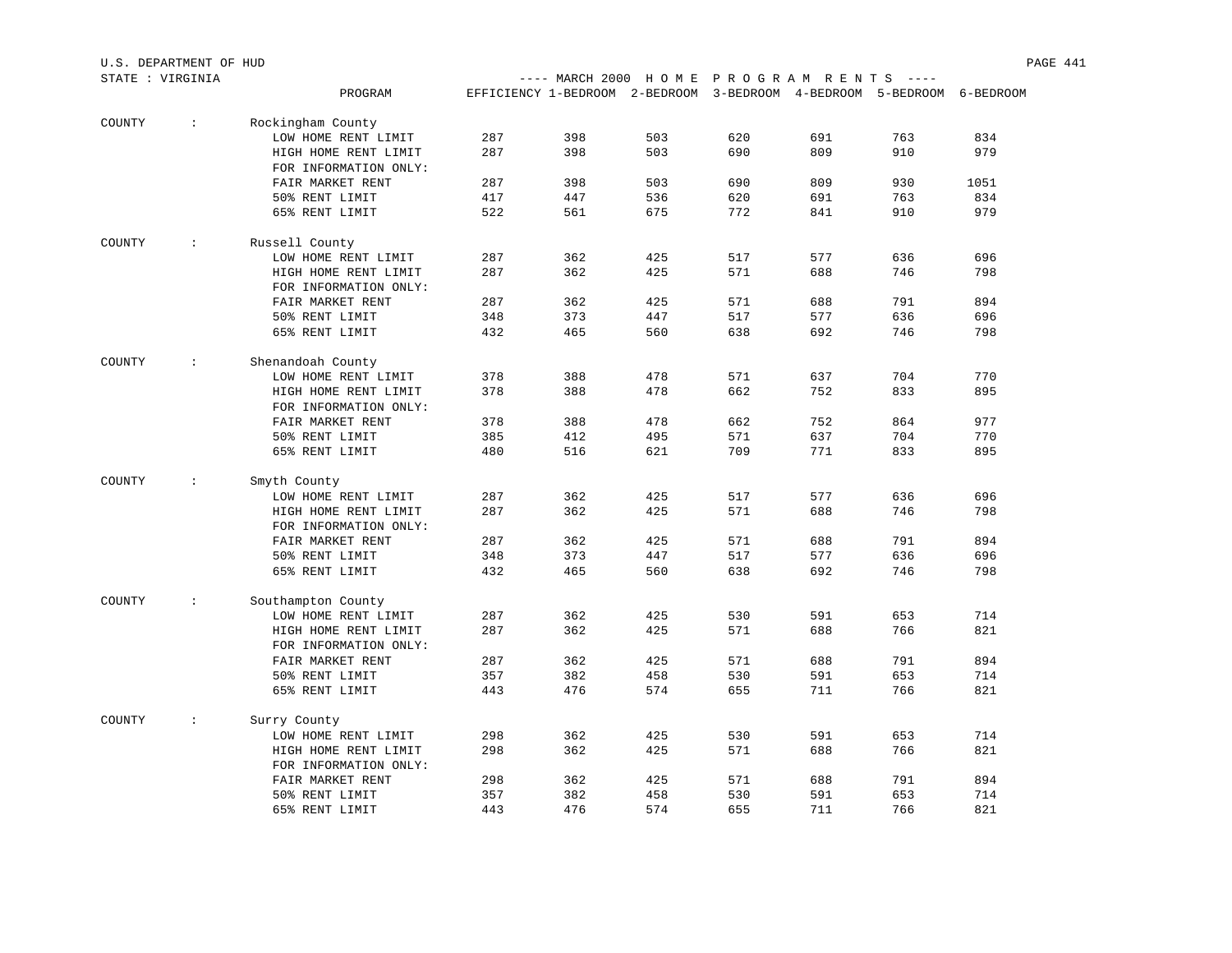STATE : VIRGINIA

---- MARCH 2000 HOME PROGRAM RENTS ----

| | PROGRAM | EFFICIENCY | 1-BEDROOM | 2-BEDROOM | 3-BEDROOM | 4-BEDROOM | 5-BEDROOM | 6-BEDROOM |
|---|---|---|---|---|---|---|---|---|
| COUNTY : | Rockingham County | | | | | | | |
| | LOW HOME RENT LIMIT | 287 | 398 | 503 | 620 | 691 | 763 | 834 |
| | HIGH HOME RENT LIMIT | 287 | 398 | 503 | 690 | 809 | 910 | 979 |
| | FOR INFORMATION ONLY: | | | | | | | |
| | FAIR MARKET RENT | 287 | 398 | 503 | 690 | 809 | 930 | 1051 |
| | 50% RENT LIMIT | 417 | 447 | 536 | 620 | 691 | 763 | 834 |
| | 65% RENT LIMIT | 522 | 561 | 675 | 772 | 841 | 910 | 979 |
| COUNTY : | Russell County | | | | | | | |
| | LOW HOME RENT LIMIT | 287 | 362 | 425 | 517 | 577 | 636 | 696 |
| | HIGH HOME RENT LIMIT | 287 | 362 | 425 | 571 | 688 | 746 | 798 |
| | FOR INFORMATION ONLY: | | | | | | | |
| | FAIR MARKET RENT | 287 | 362 | 425 | 571 | 688 | 791 | 894 |
| | 50% RENT LIMIT | 348 | 373 | 447 | 517 | 577 | 636 | 696 |
| | 65% RENT LIMIT | 432 | 465 | 560 | 638 | 692 | 746 | 798 |
| COUNTY : | Shenandoah County | | | | | | | |
| | LOW HOME RENT LIMIT | 378 | 388 | 478 | 571 | 637 | 704 | 770 |
| | HIGH HOME RENT LIMIT | 378 | 388 | 478 | 662 | 752 | 833 | 895 |
| | FOR INFORMATION ONLY: | | | | | | | |
| | FAIR MARKET RENT | 378 | 388 | 478 | 662 | 752 | 864 | 977 |
| | 50% RENT LIMIT | 385 | 412 | 495 | 571 | 637 | 704 | 770 |
| | 65% RENT LIMIT | 480 | 516 | 621 | 709 | 771 | 833 | 895 |
| COUNTY : | Smyth County | | | | | | | |
| | LOW HOME RENT LIMIT | 287 | 362 | 425 | 517 | 577 | 636 | 696 |
| | HIGH HOME RENT LIMIT | 287 | 362 | 425 | 571 | 688 | 746 | 798 |
| | FOR INFORMATION ONLY: | | | | | | | |
| | FAIR MARKET RENT | 287 | 362 | 425 | 571 | 688 | 791 | 894 |
| | 50% RENT LIMIT | 348 | 373 | 447 | 517 | 577 | 636 | 696 |
| | 65% RENT LIMIT | 432 | 465 | 560 | 638 | 692 | 746 | 798 |
| COUNTY : | Southampton County | | | | | | | |
| | LOW HOME RENT LIMIT | 287 | 362 | 425 | 530 | 591 | 653 | 714 |
| | HIGH HOME RENT LIMIT | 287 | 362 | 425 | 571 | 688 | 766 | 821 |
| | FOR INFORMATION ONLY: | | | | | | | |
| | FAIR MARKET RENT | 287 | 362 | 425 | 571 | 688 | 791 | 894 |
| | 50% RENT LIMIT | 357 | 382 | 458 | 530 | 591 | 653 | 714 |
| | 65% RENT LIMIT | 443 | 476 | 574 | 655 | 711 | 766 | 821 |
| COUNTY : | Surry County | | | | | | | |
| | LOW HOME RENT LIMIT | 298 | 362 | 425 | 530 | 591 | 653 | 714 |
| | HIGH HOME RENT LIMIT | 298 | 362 | 425 | 571 | 688 | 766 | 821 |
| | FOR INFORMATION ONLY: | | | | | | | |
| | FAIR MARKET RENT | 298 | 362 | 425 | 571 | 688 | 791 | 894 |
| | 50% RENT LIMIT | 357 | 382 | 458 | 530 | 591 | 653 | 714 |
| | 65% RENT LIMIT | 443 | 476 | 574 | 655 | 711 | 766 | 821 |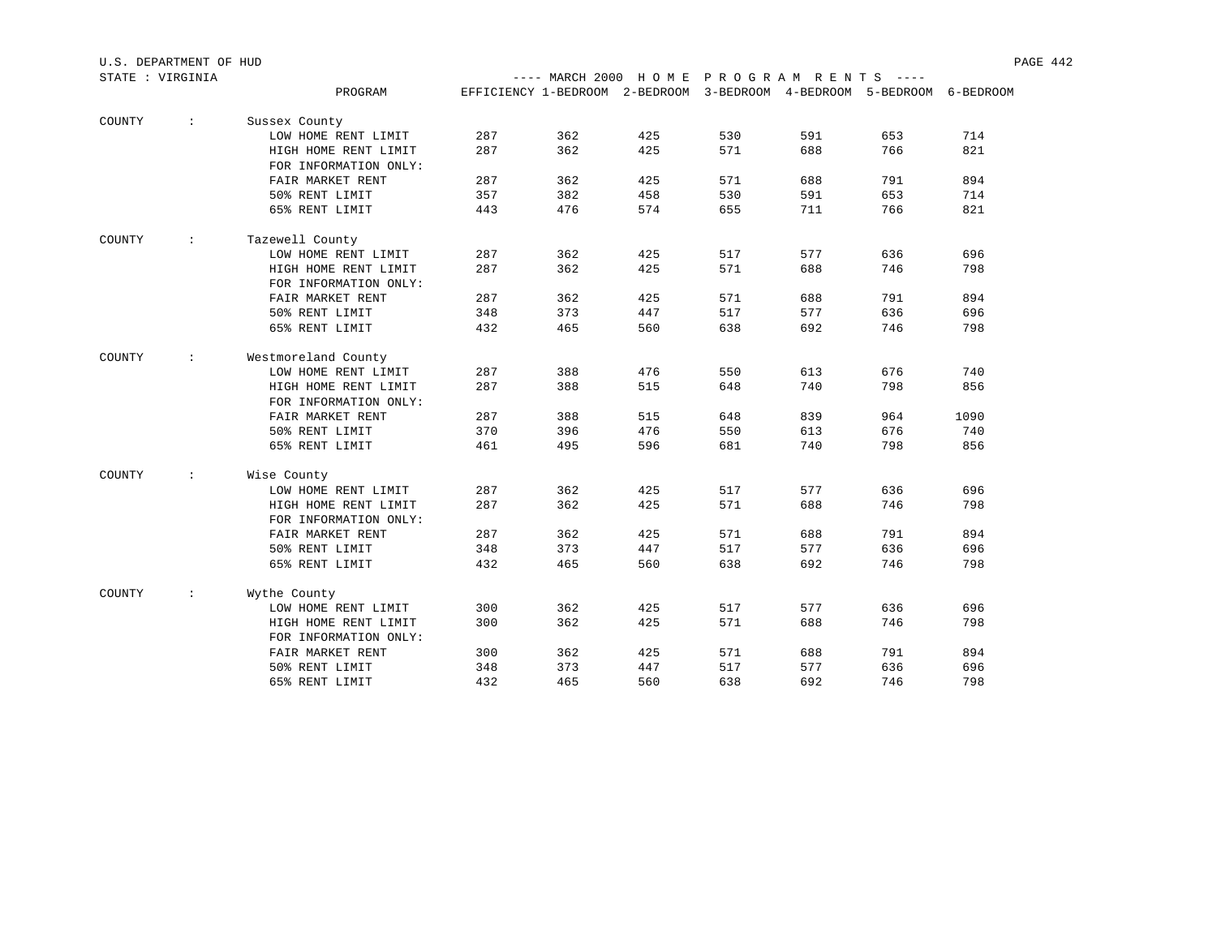U.S. DEPARTMENT OF HUD

STATE : VIRGINIA

---- MARCH 2000 H O M E P R O G R A M R E N T S ----

| | PROGRAM | EFFICIENCY | 1-BEDROOM | 2-BEDROOM | 3-BEDROOM | 4-BEDROOM | 5-BEDROOM | 6-BEDROOM |
|---|---|---|---|---|---|---|---|---|
| COUNTY : | Sussex County | | | | | | | |
| | LOW HOME RENT LIMIT | 287 | 362 | 425 | 530 | 591 | 653 | 714 |
| | HIGH HOME RENT LIMIT | 287 | 362 | 425 | 571 | 688 | 766 | 821 |
| | FOR INFORMATION ONLY: | | | | | | | |
| | FAIR MARKET RENT | 287 | 362 | 425 | 571 | 688 | 791 | 894 |
| | 50% RENT LIMIT | 357 | 382 | 458 | 530 | 591 | 653 | 714 |
| | 65% RENT LIMIT | 443 | 476 | 574 | 655 | 711 | 766 | 821 |
| COUNTY : | Tazewell County | | | | | | | |
| | LOW HOME RENT LIMIT | 287 | 362 | 425 | 517 | 577 | 636 | 696 |
| | HIGH HOME RENT LIMIT | 287 | 362 | 425 | 571 | 688 | 746 | 798 |
| | FOR INFORMATION ONLY: | | | | | | | |
| | FAIR MARKET RENT | 287 | 362 | 425 | 571 | 688 | 791 | 894 |
| | 50% RENT LIMIT | 348 | 373 | 447 | 517 | 577 | 636 | 696 |
| | 65% RENT LIMIT | 432 | 465 | 560 | 638 | 692 | 746 | 798 |
| COUNTY : | Westmoreland County | | | | | | | |
| | LOW HOME RENT LIMIT | 287 | 388 | 476 | 550 | 613 | 676 | 740 |
| | HIGH HOME RENT LIMIT | 287 | 388 | 515 | 648 | 740 | 798 | 856 |
| | FOR INFORMATION ONLY: | | | | | | | |
| | FAIR MARKET RENT | 287 | 388 | 515 | 648 | 839 | 964 | 1090 |
| | 50% RENT LIMIT | 370 | 396 | 476 | 550 | 613 | 676 | 740 |
| | 65% RENT LIMIT | 461 | 495 | 596 | 681 | 740 | 798 | 856 |
| COUNTY : | Wise County | | | | | | | |
| | LOW HOME RENT LIMIT | 287 | 362 | 425 | 517 | 577 | 636 | 696 |
| | HIGH HOME RENT LIMIT | 287 | 362 | 425 | 571 | 688 | 746 | 798 |
| | FOR INFORMATION ONLY: | | | | | | | |
| | FAIR MARKET RENT | 287 | 362 | 425 | 571 | 688 | 791 | 894 |
| | 50% RENT LIMIT | 348 | 373 | 447 | 517 | 577 | 636 | 696 |
| | 65% RENT LIMIT | 432 | 465 | 560 | 638 | 692 | 746 | 798 |
| COUNTY : | Wythe County | | | | | | | |
| | LOW HOME RENT LIMIT | 300 | 362 | 425 | 517 | 577 | 636 | 696 |
| | HIGH HOME RENT LIMIT | 300 | 362 | 425 | 571 | 688 | 746 | 798 |
| | FOR INFORMATION ONLY: | | | | | | | |
| | FAIR MARKET RENT | 300 | 362 | 425 | 571 | 688 | 791 | 894 |
| | 50% RENT LIMIT | 348 | 373 | 447 | 517 | 577 | 636 | 696 |
| | 65% RENT LIMIT | 432 | 465 | 560 | 638 | 692 | 746 | 798 |